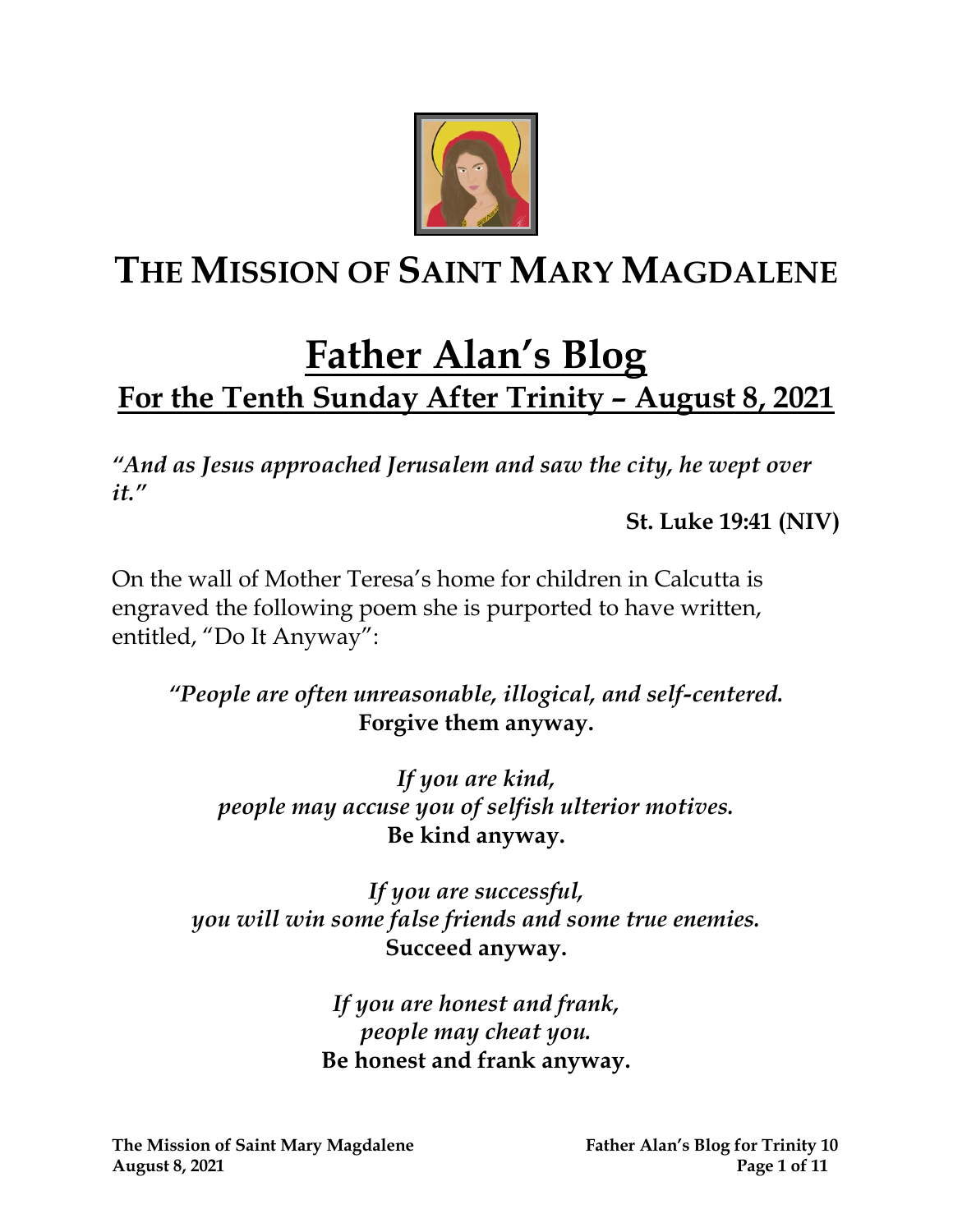# The Mission of Saint Mary Magdalene

# Father Alan's Blog

## For the Tenth Sunday After Trinity – August 8, 2021

***"And as Jesus approached Jerusalem and saw the city, he wept over it."***

**St. Luke 19:41 (NIV)**

On the wall of Mother Teresa's home for children in Calcutta is engraved the following poem she is purported to have written, entitled, "Do It Anyway":

*"People are often unreasonable, illogical, and self-centered.*
**Forgive them anyway.**

*If you are kind,*
*people may accuse you of selfish ulterior motives.*
**Be kind anyway.**

*If you are successful,*
*you will win some false friends and some true enemies.*
**Succeed anyway.**

*If you are honest and frank,*
*people may cheat you.*
**Be honest and frank anyway.**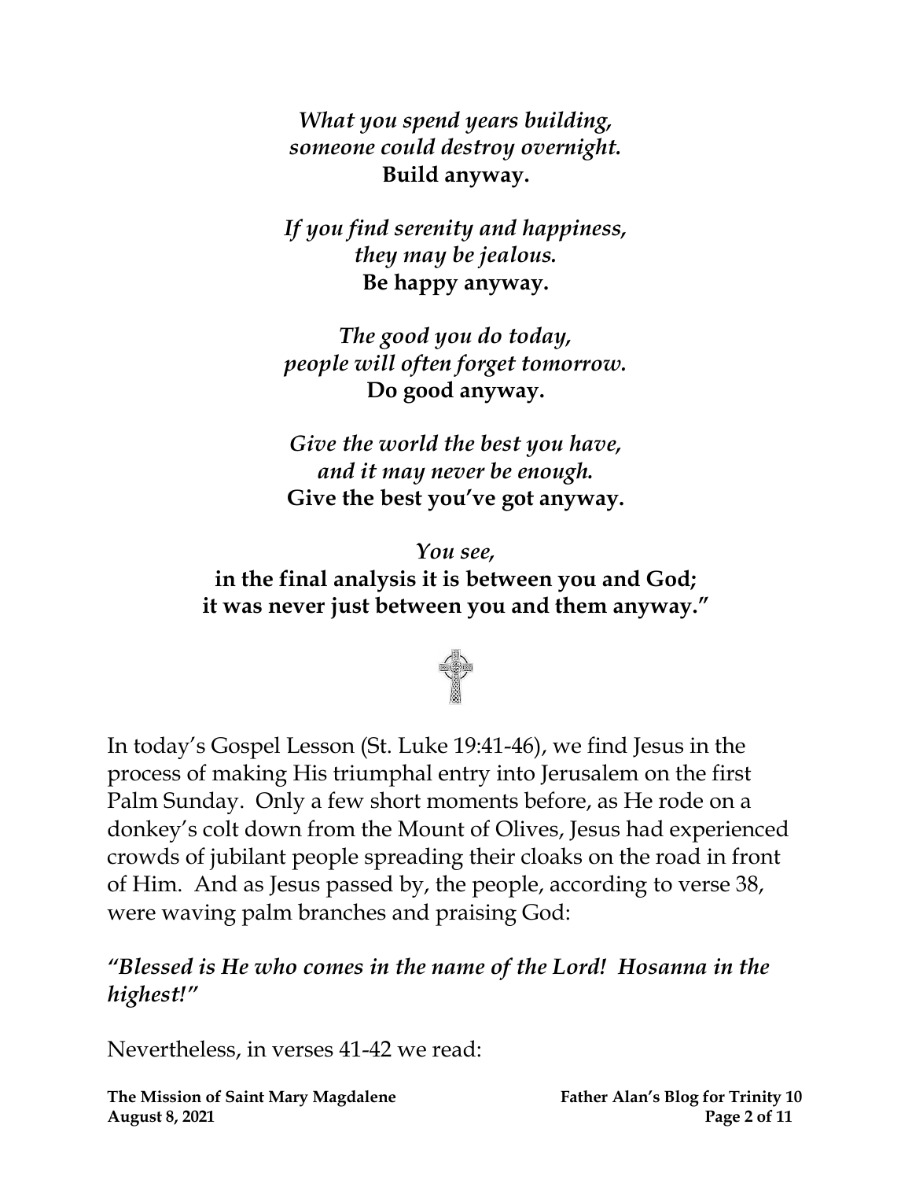*What you spend years building,*
*someone could destroy overnight.*
**Build anyway.**

*If you find serenity and happiness,*
*they may be jealous.*
**Be happy anyway.**

*The good you do today,*
*people will often forget tomorrow.*
**Do good anyway.**

*Give the world the best you have,*
*and it may never be enough.*
**Give the best you've got anyway.**

*You see,*
**in the final analysis it is between you and God;**
**it was never just between you and them anyway."**

In today's Gospel Lesson (St. Luke 19:41-46), we find Jesus in the process of making His triumphal entry into Jerusalem on the first Palm Sunday. Only a few short moments before, as He rode on a donkey's colt down from the Mount of Olives, Jesus had experienced crowds of jubilant people spreading their cloaks on the road in front of Him. And as Jesus passed by, the people, according to verse 38, were waving palm branches and praising God:

***"Blessed is He who comes in the name of the Lord! Hosanna in the highest!"***

Nevertheless, in verses 41-42 we read: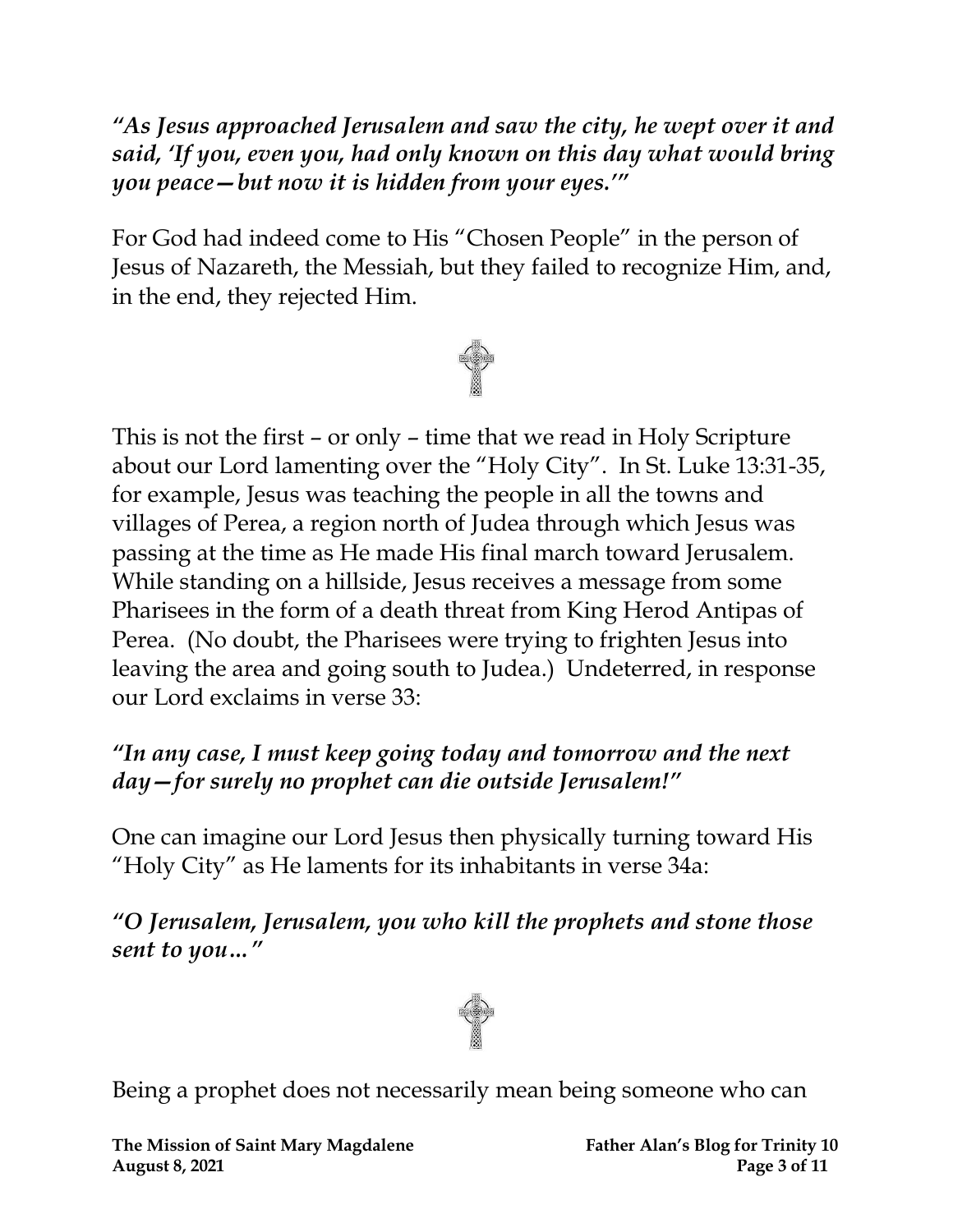***"As Jesus approached Jerusalem and saw the city, he wept over it and said, 'If you, even you, had only known on this day what would bring you peace—but now it is hidden from your eyes.'"***

For God had indeed come to His "Chosen People" in the person of Jesus of Nazareth, the Messiah, but they failed to recognize Him, and, in the end, they rejected Him.

This is not the first – or only – time that we read in Holy Scripture about our Lord lamenting over the "Holy City". In St. Luke 13:31-35, for example, Jesus was teaching the people in all the towns and villages of Perea, a region north of Judea through which Jesus was passing at the time as He made His final march toward Jerusalem. While standing on a hillside, Jesus receives a message from some Pharisees in the form of a death threat from King Herod Antipas of Perea. (No doubt, the Pharisees were trying to frighten Jesus into leaving the area and going south to Judea.) Undeterred, in response our Lord exclaims in verse 33:

***"In any case, I must keep going today and tomorrow and the next day—for surely no prophet can die outside Jerusalem!"***

One can imagine our Lord Jesus then physically turning toward His "Holy City" as He laments for its inhabitants in verse 34a:

***"O Jerusalem, Jerusalem, you who kill the prophets and stone those sent to you…"***

Being a prophet does not necessarily mean being someone who can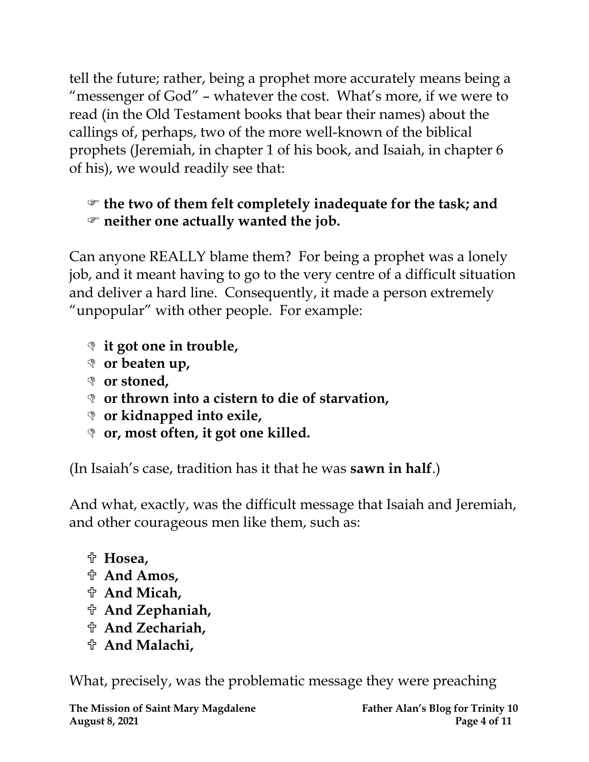tell the future; rather, being a prophet more accurately means being a "messenger of God" – whatever the cost. What's more, if we were to read (in the Old Testament books that bear their names) about the callings of, perhaps, two of the more well-known of the biblical prophets (Jeremiah, in chapter 1 of his book, and Isaiah, in chapter 6 of his), we would readily see that:

- ☞ **the two of them felt completely inadequate for the task; and**
- ☞ **neither one actually wanted the job.**

Can anyone REALLY blame them? For being a prophet was a lonely job, and it meant having to go to the very centre of a difficult situation and deliver a hard line. Consequently, it made a person extremely "unpopular" with other people. For example:

- **it got one in trouble,**
- **or beaten up,**
- **or stoned,**
- **or thrown into a cistern to die of starvation,**
- **or kidnapped into exile,**
- **or, most often, it got one killed.**

(In Isaiah's case, tradition has it that he was **sawn in half**.)

And what, exactly, was the difficult message that Isaiah and Jeremiah, and other courageous men like them, such as:

- ✞ **Hosea,**
- ✞ **And Amos,**
- ✞ **And Micah,**
- ✞ **And Zephaniah,**
- ✞ **And Zechariah,**
- ✞ **And Malachi,**

What, precisely, was the problematic message they were preaching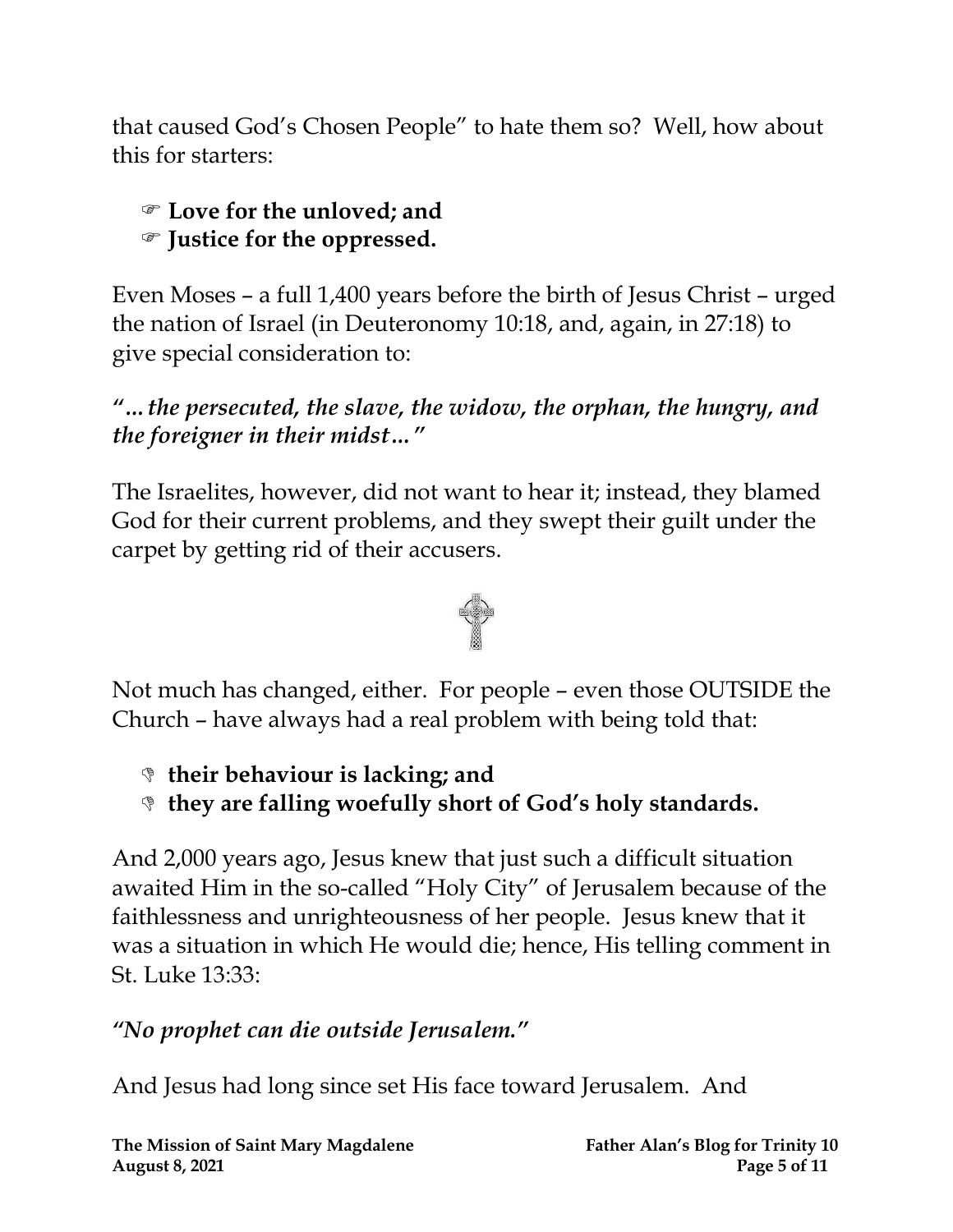that caused God's Chosen People" to hate them so? Well, how about this for starters:

- ☞ **Love for the unloved; and**
- ☞ **Justice for the oppressed.**

Even Moses – a full 1,400 years before the birth of Jesus Christ – urged the nation of Israel (in Deuteronomy 10:18, and, again, in 27:18) to give special consideration to:

***"…the persecuted, the slave, the widow, the orphan, the hungry, and the foreigner in their midst…"***

The Israelites, however, did not want to hear it; instead, they blamed God for their current problems, and they swept their guilt under the carpet by getting rid of their accusers.

Not much has changed, either. For people – even those OUTSIDE the Church – have always had a real problem with being told that:

- **their behaviour is lacking; and**
- **they are falling woefully short of God's holy standards.**

And 2,000 years ago, Jesus knew that just such a difficult situation awaited Him in the so-called "Holy City" of Jerusalem because of the faithlessness and unrighteousness of her people. Jesus knew that it was a situation in which He would die; hence, His telling comment in St. Luke 13:33:

***"No prophet can die outside Jerusalem."***

And Jesus had long since set His face toward Jerusalem. And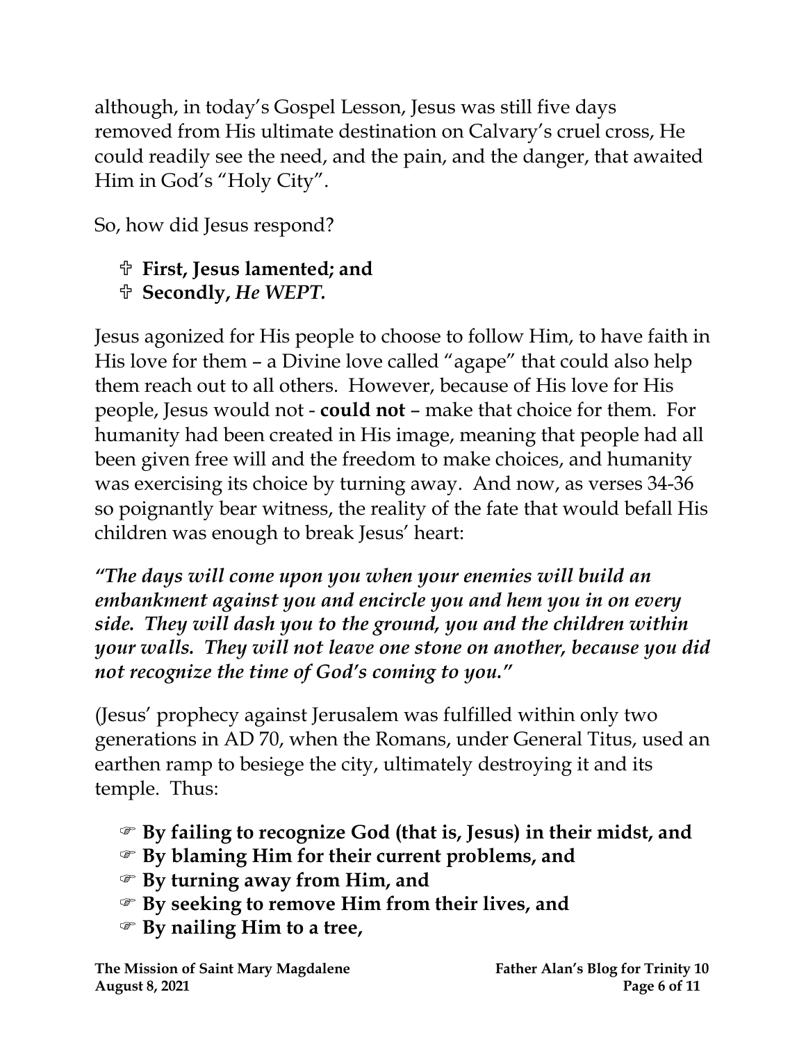although, in today's Gospel Lesson, Jesus was still five days removed from His ultimate destination on Calvary's cruel cross, He could readily see the need, and the pain, and the danger, that awaited Him in God's "Holy City".

So, how did Jesus respond?

- ✞ **First, Jesus lamented; and**
- ✞ **Secondly,** ***He WEPT.***

Jesus agonized for His people to choose to follow Him, to have faith in His love for them – a Divine love called "agape" that could also help them reach out to all others. However, because of His love for His people, Jesus would not - **could not** – make that choice for them. For humanity had been created in His image, meaning that people had all been given free will and the freedom to make choices, and humanity was exercising its choice by turning away. And now, as verses 34-36 so poignantly bear witness, the reality of the fate that would befall His children was enough to break Jesus' heart:

***"The days will come upon you when your enemies will build an embankment against you and encircle you and hem you in on every side. They will dash you to the ground, you and the children within your walls. They will not leave one stone on another, because you did not recognize the time of God's coming to you."***

(Jesus' prophecy against Jerusalem was fulfilled within only two generations in AD 70, when the Romans, under General Titus, used an earthen ramp to besiege the city, ultimately destroying it and its temple. Thus:

- ☞ **By failing to recognize God (that is, Jesus) in their midst, and**
- ☞ **By blaming Him for their current problems, and**
- ☞ **By turning away from Him, and**
- ☞ **By seeking to remove Him from their lives, and**
- ☞ **By nailing Him to a tree,**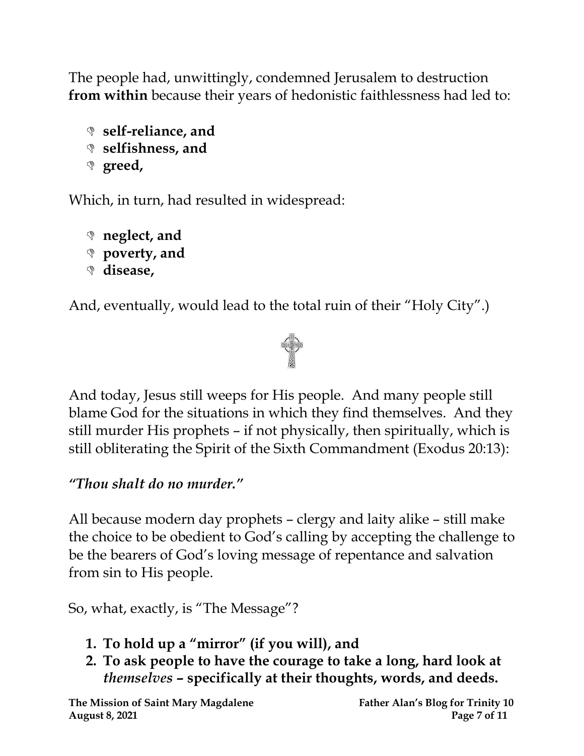The people had, unwittingly, condemned Jerusalem to destruction **from within** because their years of hedonistic faithlessness had led to:

- **self-reliance, and**
- **selfishness, and**
- **greed,**

Which, in turn, had resulted in widespread:

- **neglect, and**
- **poverty, and**
- **disease,**

And, eventually, would lead to the total ruin of their "Holy City".)

And today, Jesus still weeps for His people. And many people still blame God for the situations in which they find themselves. And they still murder His prophets – if not physically, then spiritually, which is still obliterating the Spirit of the Sixth Commandment (Exodus 20:13):

***"Thou shalt do no murder."***

All because modern day prophets – clergy and laity alike – still make the choice to be obedient to God's calling by accepting the challenge to be the bearers of God's loving message of repentance and salvation from sin to His people.

So, what, exactly, is "The Message"?

1. **To hold up a "mirror" (if you will), and**
2. **To ask people to have the courage to take a long, hard look at *themselves* – specifically at their thoughts, words, and deeds.**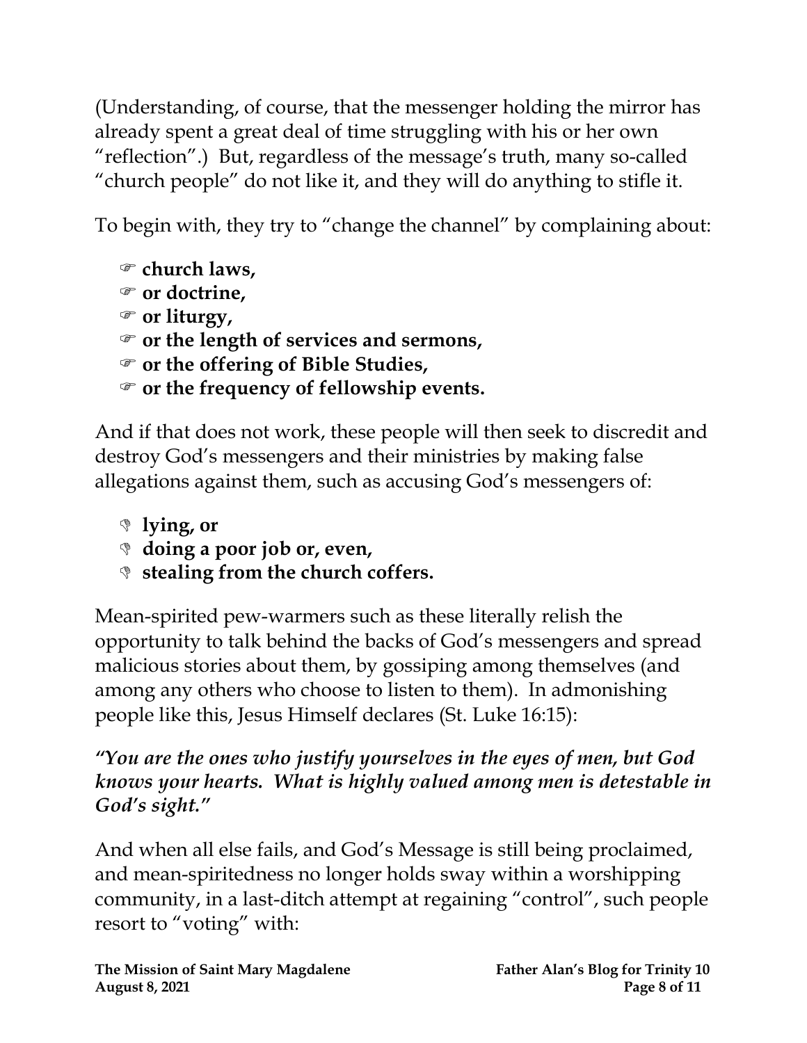(Understanding, of course, that the messenger holding the mirror has already spent a great deal of time struggling with his or her own "reflection".) But, regardless of the message's truth, many so-called "church people" do not like it, and they will do anything to stifle it.

To begin with, they try to "change the channel" by complaining about:

- ☞ **church laws,**
- ☞ **or doctrine,**
- ☞ **or liturgy,**
- ☞ **or the length of services and sermons,**
- ☞ **or the offering of Bible Studies,**
- ☞ **or the frequency of fellowship events.**

And if that does not work, these people will then seek to discredit and destroy God's messengers and their ministries by making false allegations against them, such as accusing God's messengers of:

- 👎 **lying, or**
- 👎 **doing a poor job or, even,**
- 👎 **stealing from the church coffers.**

Mean-spirited pew-warmers such as these literally relish the opportunity to talk behind the backs of God's messengers and spread malicious stories about them, by gossiping among themselves (and among any others who choose to listen to them). In admonishing people like this, Jesus Himself declares (St. Luke 16:15):

***"You are the ones who justify yourselves in the eyes of men, but God knows your hearts. What is highly valued among men is detestable in God's sight."***

And when all else fails, and God's Message is still being proclaimed, and mean-spiritedness no longer holds sway within a worshipping community, in a last-ditch attempt at regaining "control", such people resort to "voting" with: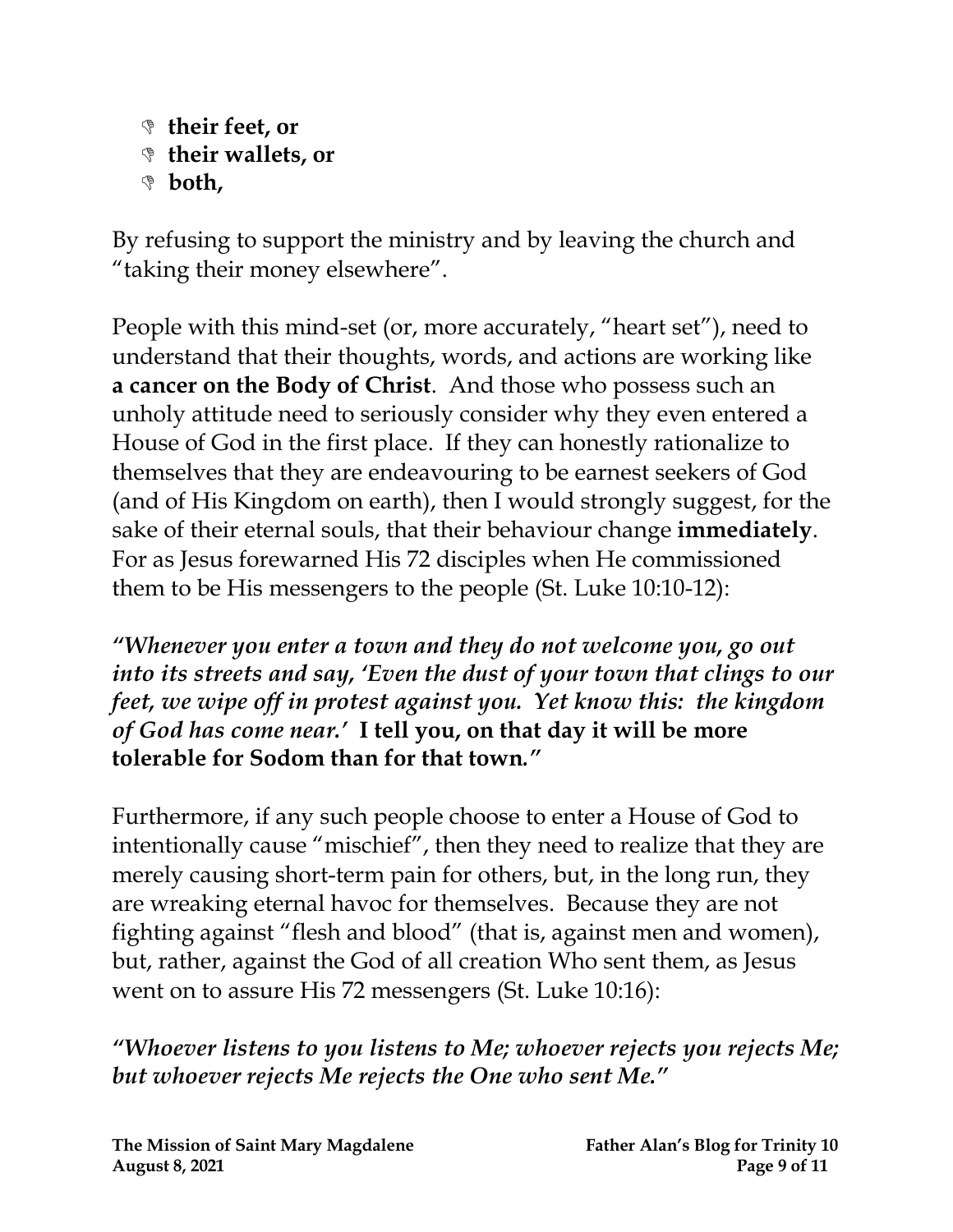- **their feet, or**
- **their wallets, or**
- **both,**

By refusing to support the ministry and by leaving the church and "taking their money elsewhere".

People with this mind-set (or, more accurately, "heart set"), need to understand that their thoughts, words, and actions are working like **a cancer on the Body of Christ**. And those who possess such an unholy attitude need to seriously consider why they even entered a House of God in the first place. If they can honestly rationalize to themselves that they are endeavouring to be earnest seekers of God (and of His Kingdom on earth), then I would strongly suggest, for the sake of their eternal souls, that their behaviour change **immediately**. For as Jesus forewarned His 72 disciples when He commissioned them to be His messengers to the people (St. Luke 10:10-12):

***"Whenever you enter a town and they do not welcome you, go out into its streets and say, 'Even the dust of your town that clings to our feet, we wipe off in protest against you. Yet know this: the kingdom of God has come near.'* I tell you, on that day it will be more tolerable for Sodom than for that town."**

Furthermore, if any such people choose to enter a House of God to intentionally cause "mischief", then they need to realize that they are merely causing short-term pain for others, but, in the long run, they are wreaking eternal havoc for themselves. Because they are not fighting against "flesh and blood" (that is, against men and women), but, rather, against the God of all creation Who sent them, as Jesus went on to assure His 72 messengers (St. Luke 10:16):

***"Whoever listens to you listens to Me; whoever rejects you rejects Me; but whoever rejects Me rejects the One who sent Me."***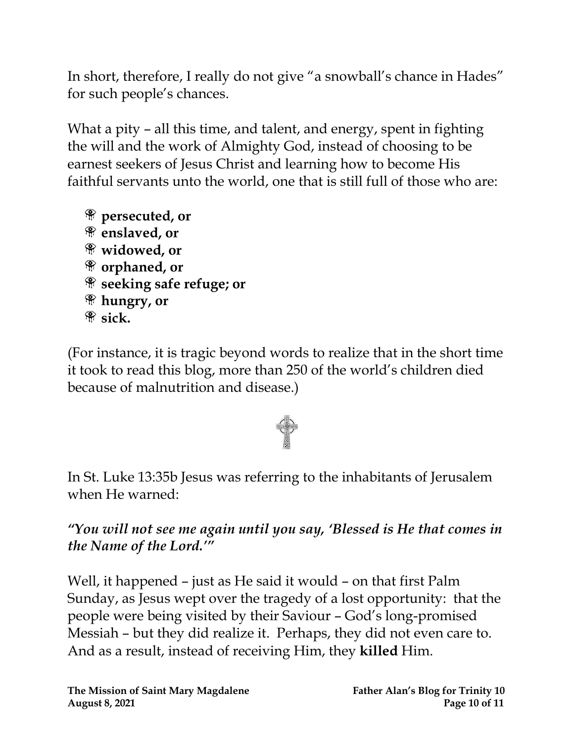In short, therefore, I really do not give "a snowball's chance in Hades" for such people's chances.

What a pity – all this time, and talent, and energy, spent in fighting the will and the work of Almighty God, instead of choosing to be earnest seekers of Jesus Christ and learning how to become His faithful servants unto the world, one that is still full of those who are:

- **persecuted, or**
- **enslaved, or**
- **widowed, or**
- **orphaned, or**
- **seeking safe refuge; or**
- **hungry, or**
- **sick.**

(For instance, it is tragic beyond words to realize that in the short time it took to read this blog, more than 250 of the world's children died because of malnutrition and disease.)

In St. Luke 13:35b Jesus was referring to the inhabitants of Jerusalem when He warned:

***"You will not see me again until you say, 'Blessed is He that comes in the Name of the Lord.'"***

Well, it happened – just as He said it would – on that first Palm Sunday, as Jesus wept over the tragedy of a lost opportunity: that the people were being visited by their Saviour – God's long-promised Messiah – but they did realize it. Perhaps, they did not even care to. And as a result, instead of receiving Him, they **killed** Him.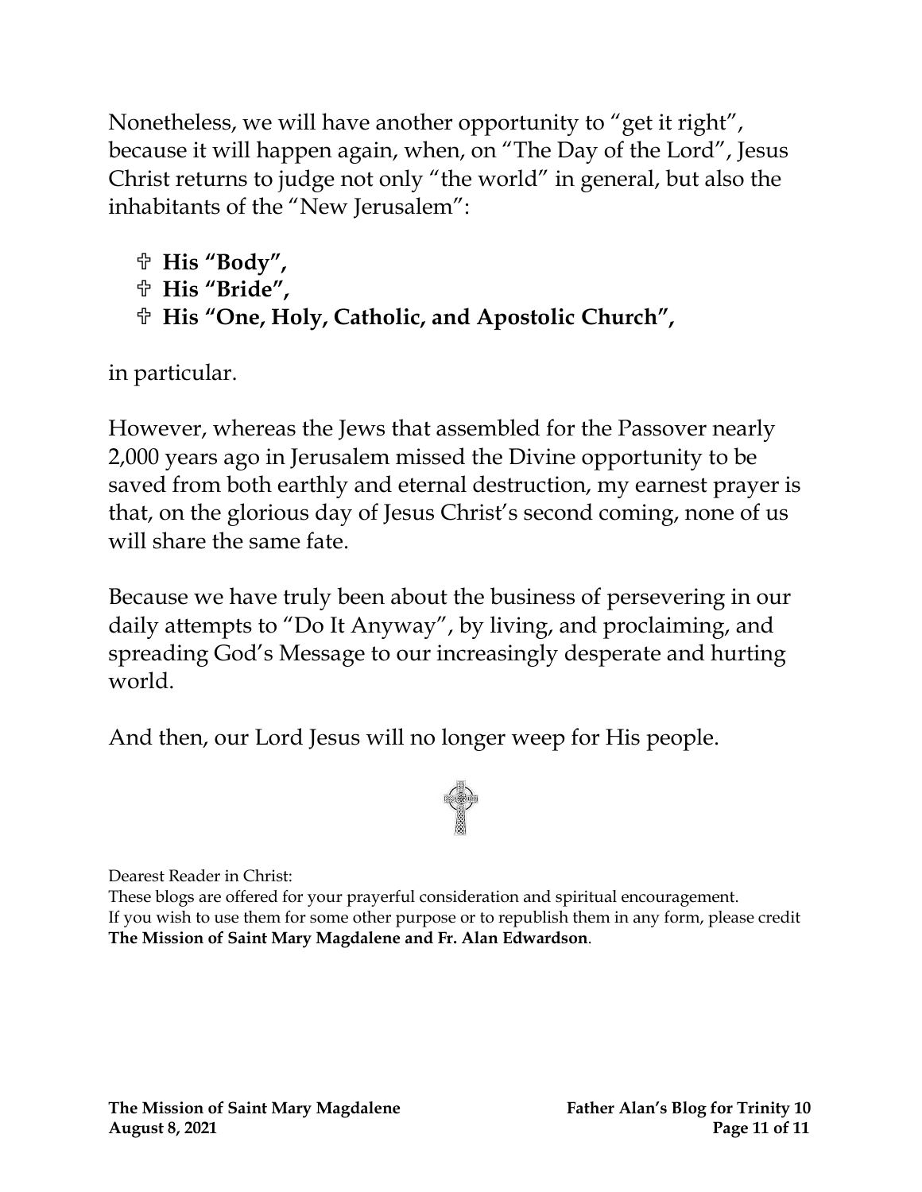Nonetheless, we will have another opportunity to "get it right", because it will happen again, when, on "The Day of the Lord", Jesus Christ returns to judge not only "the world" in general, but also the inhabitants of the "New Jerusalem":

- ✞ **His "Body",**
- ✞ **His "Bride",**
- ✞ **His "One, Holy, Catholic, and Apostolic Church",**

in particular.

However, whereas the Jews that assembled for the Passover nearly 2,000 years ago in Jerusalem missed the Divine opportunity to be saved from both earthly and eternal destruction, my earnest prayer is that, on the glorious day of Jesus Christ's second coming, none of us will share the same fate.

Because we have truly been about the business of persevering in our daily attempts to "Do It Anyway", by living, and proclaiming, and spreading God's Message to our increasingly desperate and hurting world.

And then, our Lord Jesus will no longer weep for His people.

Dearest Reader in Christ:
These blogs are offered for your prayerful consideration and spiritual encouragement.
If you wish to use them for some other purpose or to republish them in any form, please credit **The Mission of Saint Mary Magdalene and Fr. Alan Edwardson**.